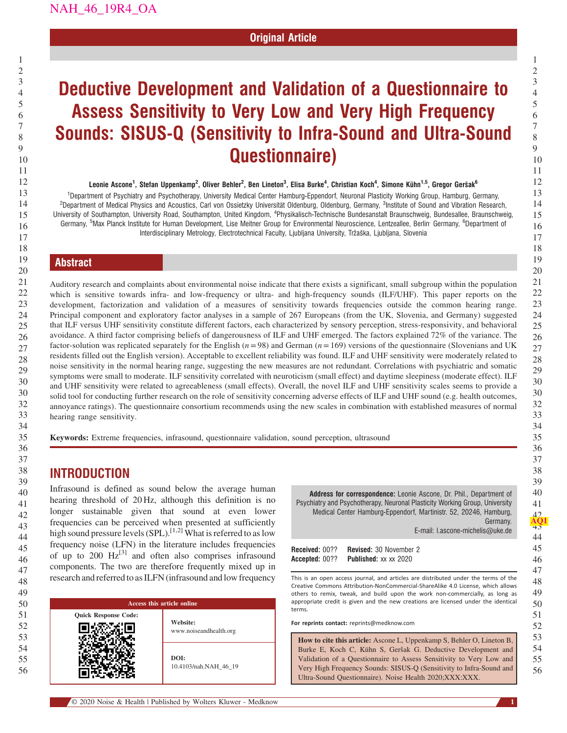Original Article

# Deductive Development and Validation of a Questionnaire to Assess Sensitivity to Very Low and Very High Frequency Sounds: SISUS-Q (Sensitivity to Infra-Sound and Ultra-Sound Questionnaire)

**Leonie Ascone[1], Stefan Uppenkamp[2], Oliver Behler[2], Ben Lineton[3], Elisa Burke[4], Christian Koch[4], Simone Kühn[1,5], Gregor Geršak[6]**

[1]Department of Psychiatry and Psychotherapy, University Medical Center Hamburg-Eppendorf, Neuronal Plasticity Working Group, Hamburg, Germany, [2]Department of Medical Physics and Acoustics, Carl von Ossietzky Universität Oldenburg, Oldenburg, Germany, [3]Institute of Sound and Vibration Research, University of Southampton, University Road, Southampton, United Kingdom, [4]Physikalisch-Technische Bundesanstalt Braunschweig, Bundesallee, Braunschweig, Germany, [5]Max Planck Institute for Human Development, Lise Meitner Group for Environmental Neuroscience, Lentzeallee, Berlin· Germany, [6]Department of Interdisciplinary Metrology, Electrotechnical Faculty, Ljubljana University, Tržaška, Ljubljana, Slovenia

## Abstract

Auditory research and complaints about environmental noise indicate that there exists a significant, small subgroup within the population which is sensitive towards infra- and low-frequency or ultra- and high-frequency sounds (ILF/UHF). This paper reports on the development, factorization and validation of a measures of sensitivity towards frequencies outside the common hearing range. Principal component and exploratory factor analyses in a sample of 267 Europeans (from the UK, Slovenia, and Germany) suggested that ILF versus UHF sensitivity constitute different factors, each characterized by sensory perception, stress-responsivity, and behavioral avoidance. A third factor comprising beliefs of dangerousness of ILF and UHF emerged. The factors explained 72% of the variance. The factor-solution was replicated separately for the English ($n = 98$) and German ($n = 169$) versions of the questionnaire (Slovenians and UK residents filled out the English version). Acceptable to excellent reliability was found. ILF and UHF sensitivity were moderately related to noise sensitivity in the normal hearing range, suggesting the new measures are not redundant. Correlations with psychiatric and somatic symptoms were small to moderate. ILF sensitivity correlated with neuroticism (small effect) and daytime sleepiness (moderate effect). ILF and UHF sensitivity were related to agreeableness (small effects). Overall, the novel ILF and UHF sensitivity scales seems to provide a solid tool for conducting further research on the role of sensitivity concerning adverse effects of ILF and UHF sound (e.g. health outcomes, annoyance ratings). The questionnaire consortium recommends using the new scales in combination with established measures of normal hearing range sensitivity.

**Keywords:** Extreme frequencies, infrasound, questionnaire validation, sound perception, ultrasound

## INTRODUCTION

Infrasound is defined as sound below the average human hearing threshold of 20 Hz, although this definition is no longer sustainable given that sound at even lower frequencies can be perceived when presented at sufficiently high sound pressure levels (SPL).[1,2] What is referred to as low frequency noise (LFN) in the literature includes frequencies of up to 200 Hz[3] and often also comprises infrasound components. The two are therefore frequently mixed up in research and referred to as ILFN (infrasound and low frequency

| Access this article online | |
|---|---|
| Quick Response Code: | Website: www.noiseandhealth.org |
| | DOI: 10.4103/nah.NAH_46_19 |

**Address for correspondence:** Leonie Ascone, Dr. Phil., Department of Psychiatry and Psychotherapy, Neuronal Plasticity Working Group, University Medical Center Hamburg-Eppendorf, Martinistr. 52, 20246, Hamburg, Germany.
E-mail: l.ascone-michelis@uke.de

**Received:** 00?? **Revised:** 30 November 2
**Accepted:** 00?? **Published:** xx xx 2020

This is an open access journal, and articles are distributed under the terms of the Creative Commons Attribution-NonCommercial-ShareAlike 4.0 License, which allows others to remix, tweak, and build upon the work non-commercially, as long as appropriate credit is given and the new creations are licensed under the identical terms.

**For reprints contact:** reprints@medknow.com

**How to cite this article:** Ascone L, Uppenkamp S, Behler O, Lineton B, Burke E, Koch C, Kühn S, Geršak G. Deductive Development and Validation of a Questionnaire to Assess Sensitivity to Very Low and Very High Frequency Sounds: SISUS-Q (Sensitivity to Infra-Sound and Ultra-Sound Questionnaire). Noise Health 2020;XXX:XXX.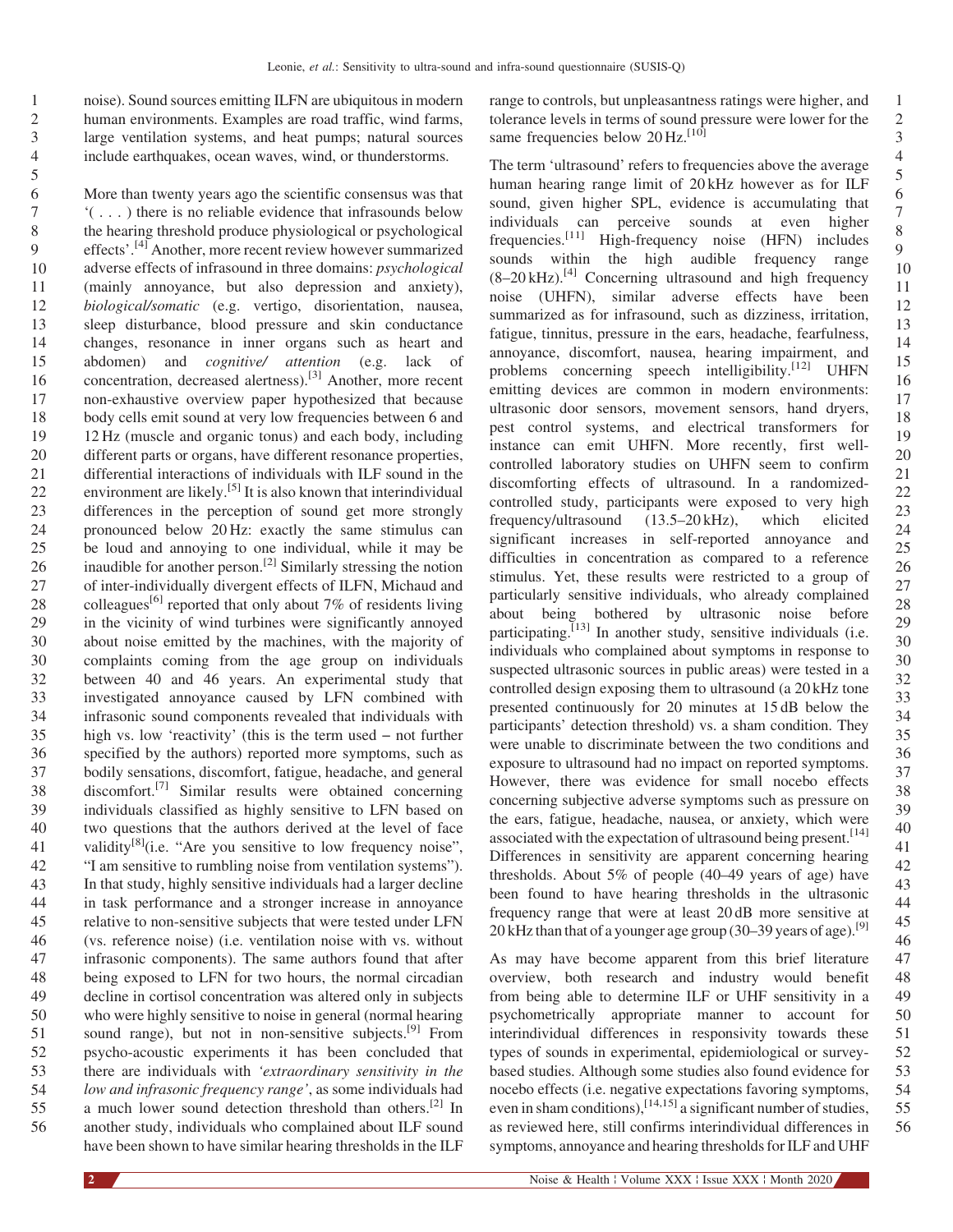noise). Sound sources emitting ILFN are ubiquitous in modern human environments. Examples are road traffic, wind farms, large ventilation systems, and heat pumps; natural sources include earthquakes, ocean waves, wind, or thunderstorms.

More than twenty years ago the scientific consensus was that '( . . . ) there is no reliable evidence that infrasounds below the hearing threshold produce physiological or psychological effects'.[4] Another, more recent review however summarized adverse effects of infrasound in three domains: *psychological* (mainly annoyance, but also depression and anxiety), *biological/somatic* (e.g. vertigo, disorientation, nausea, sleep disturbance, blood pressure and skin conductance changes, resonance in inner organs such as heart and abdomen) and *cognitive/ attention* (e.g. lack of concentration, decreased alertness).[3] Another, more recent non-exhaustive overview paper hypothesized that because body cells emit sound at very low frequencies between 6 and 12 Hz (muscle and organic tonus) and each body, including different parts or organs, have different resonance properties, differential interactions of individuals with ILF sound in the environment are likely.[5] It is also known that interindividual differences in the perception of sound get more strongly pronounced below 20 Hz: exactly the same stimulus can be loud and annoying to one individual, while it may be inaudible for another person.[2] Similarly stressing the notion of inter-individually divergent effects of ILFN, Michaud and colleagues[6] reported that only about 7% of residents living in the vicinity of wind turbines were significantly annoyed about noise emitted by the machines, with the majority of complaints coming from the age group on individuals between 40 and 46 years. An experimental study that investigated annoyance caused by LFN combined with infrasonic sound components revealed that individuals with high vs. low 'reactivity' (this is the term used – not further specified by the authors) reported more symptoms, such as bodily sensations, discomfort, fatigue, headache, and general discomfort.[7] Similar results were obtained concerning individuals classified as highly sensitive to LFN based on two questions that the authors derived at the level of face validity[8](i.e. "Are you sensitive to low frequency noise", "I am sensitive to rumbling noise from ventilation systems"). In that study, highly sensitive individuals had a larger decline in task performance and a stronger increase in annoyance relative to non-sensitive subjects that were tested under LFN (vs. reference noise) (i.e. ventilation noise with vs. without infrasonic components). The same authors found that after being exposed to LFN for two hours, the normal circadian decline in cortisol concentration was altered only in subjects who were highly sensitive to noise in general (normal hearing sound range), but not in non-sensitive subjects.[9] From psycho-acoustic experiments it has been concluded that there are individuals with *'extraordinary sensitivity in the low and infrasonic frequency range'*, as some individuals had a much lower sound detection threshold than others.[2] In another study, individuals who complained about ILF sound have been shown to have similar hearing thresholds in the ILF range to controls, but unpleasantness ratings were higher, and tolerance levels in terms of sound pressure were lower for the same frequencies below 20 Hz.[10]

The term 'ultrasound' refers to frequencies above the average human hearing range limit of 20 kHz however as for ILF sound, given higher SPL, evidence is accumulating that individuals can perceive sounds at even higher frequencies.[11] High-frequency noise (HFN) includes sounds within the high audible frequency range (8–20 kHz).[4] Concerning ultrasound and high frequency noise (UHFN), similar adverse effects have been summarized as for infrasound, such as dizziness, irritation, fatigue, tinnitus, pressure in the ears, headache, fearfulness, annoyance, discomfort, nausea, hearing impairment, and problems concerning speech intelligibility.[12] UHFN emitting devices are common in modern environments: ultrasonic door sensors, movement sensors, hand dryers, pest control systems, and electrical transformers for instance can emit UHFN. More recently, first well-controlled laboratory studies on UHFN seem to confirm discomforting effects of ultrasound. In a randomized-controlled study, participants were exposed to very high frequency/ultrasound (13.5–20 kHz), which elicited significant increases in self-reported annoyance and difficulties in concentration as compared to a reference stimulus. Yet, these results were restricted to a group of particularly sensitive individuals, who already complained about being bothered by ultrasonic noise before participating.[13] In another study, sensitive individuals (i.e. individuals who complained about symptoms in response to suspected ultrasonic sources in public areas) were tested in a controlled design exposing them to ultrasound (a 20 kHz tone presented continuously for 20 minutes at 15 dB below the participants' detection threshold) vs. a sham condition. They were unable to discriminate between the two conditions and exposure to ultrasound had no impact on reported symptoms. However, there was evidence for small nocebo effects concerning subjective adverse symptoms such as pressure on the ears, fatigue, headache, nausea, or anxiety, which were associated with the expectation of ultrasound being present.[14] Differences in sensitivity are apparent concerning hearing thresholds. About 5% of people (40–49 years of age) have been found to have hearing thresholds in the ultrasonic frequency range that were at least 20 dB more sensitive at 20 kHz than that of a younger age group (30–39 years of age).[9]

As may have become apparent from this brief literature overview, both research and industry would benefit from being able to determine ILF or UHF sensitivity in a psychometrically appropriate manner to account for interindividual differences in responsivity towards these types of sounds in experimental, epidemiological or survey-based studies. Although some studies also found evidence for nocebo effects (i.e. negative expectations favoring symptoms, even in sham conditions),[14,15] a significant number of studies, as reviewed here, still confirms interindividual differences in symptoms, annoyance and hearing thresholds for ILF and UHF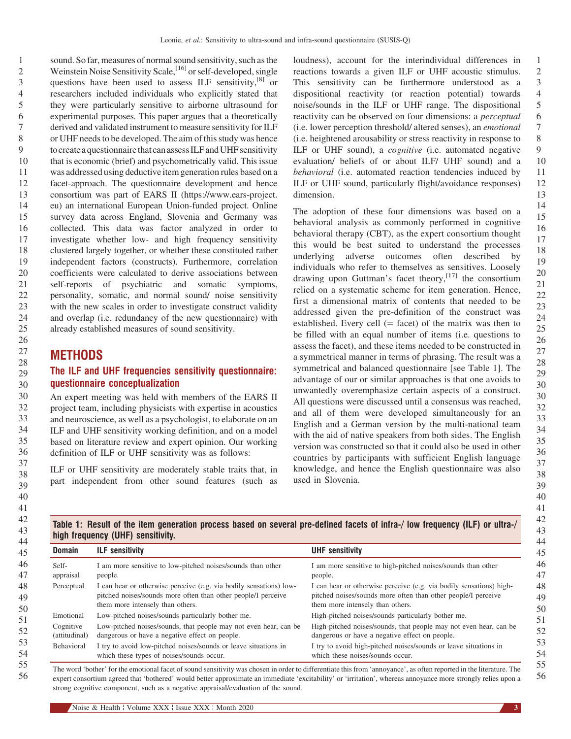sound. So far, measures of normal sound sensitivity, such as the Weinstein Noise Sensitivity Scale,[16] or self-developed, single questions have been used to assess ILF sensitivity,[8] or researchers included individuals who explicitly stated that they were particularly sensitive to airborne ultrasound for experimental purposes. This paper argues that a theoretically derived and validated instrument to measure sensitivity for ILF or UHF needs to be developed. The aim of this study was hence to create a questionnaire that can assess ILF and UHF sensitivity that is economic (brief) and psychometrically valid. This issue was addressed using deductive item generation rules based on a facet-approach. The questionnaire development and hence consortium was part of EARS II (https://www.ears-project.eu) an international European Union-funded project. Online survey data across England, Slovenia and Germany was collected. This data was factor analyzed in order to investigate whether low- and high frequency sensitivity clustered largely together, or whether these constituted rather independent factors (constructs). Furthermore, correlation coefficients were calculated to derive associations between self-reports of psychiatric and somatic symptoms, personality, somatic, and normal sound/ noise sensitivity with the new scales in order to investigate construct validity and overlap (i.e. redundancy of the new questionnaire) with already established measures of sound sensitivity.

## METHODS

### The ILF and UHF frequencies sensitivity questionnaire: questionnaire conceptualization

An expert meeting was held with members of the EARS II project team, including physicists with expertise in acoustics and neuroscience, as well as a psychologist, to elaborate on an ILF and UHF sensitivity working definition, and on a model based on literature review and expert opinion. Our working definition of ILF or UHF sensitivity was as follows:

ILF or UHF sensitivity are moderately stable traits that, in part independent from other sound features (such as loudness), account for the interindividual differences in reactions towards a given ILF or UHF acoustic stimulus. This sensitivity can be furthermore understood as a dispositional reactivity (or reaction potential) towards noise/sounds in the ILF or UHF range. The dispositional reactivity can be observed on four dimensions: a *perceptual* (i.e. lower perception threshold/ altered senses), an *emotional* (i.e. heightened arousability or stress reactivity in response to ILF or UHF sound), a *cognitive* (i.e. automated negative evaluation/ beliefs of or about ILF/ UHF sound) and a *behavioral* (i.e. automated reaction tendencies induced by ILF or UHF sound, particularly flight/avoidance responses) dimension.

The adoption of these four dimensions was based on a behavioral analysis as commonly performed in cognitive behavioral therapy (CBT), as the expert consortium thought this would be best suited to understand the processes underlying adverse outcomes often described by individuals who refer to themselves as sensitives. Loosely drawing upon Guttman's facet theory,[17] the consortium relied on a systematic scheme for item generation. Hence, first a dimensional matrix of contents that needed to be addressed given the pre-definition of the construct was established. Every cell (= facet) of the matrix was then to be filled with an equal number of items (i.e. questions to assess the facet), and these items needed to be constructed in a symmetrical manner in terms of phrasing. The result was a symmetrical and balanced questionnaire [see Table 1]. The advantage of our or similar approaches is that one avoids to unwantedly overemphasize certain aspects of a construct. All questions were discussed until a consensus was reached, and all of them were developed simultaneously for an English and a German version by the multi-national team with the aid of native speakers from both sides. The English version was constructed so that it could also be used in other countries by participants with sufficient English language knowledge, and hence the English questionnaire was also used in Slovenia.

**Table 1: Result of the item generation process based on several pre-defined facets of infra-/ low frequency (ILF) or ultra-/ high frequency (UHF) sensitivity.**

| Domain | ILF sensitivity | UHF sensitivity |
| --- | --- | --- |
| Self-appraisal | I am more sensitive to low-pitched noises/sounds than other people. | I am more sensitive to high-pitched noises/sounds than other people. |
| Perceptual | I can hear or otherwise perceive (e.g. via bodily sensations) low-pitched noises/sounds more often than other people/I perceive them more intensely than others. | I can hear or otherwise perceive (e.g. via bodily sensations) high-pitched noises/sounds more often than other people/I perceive them more intensely than others. |
| Emotional | Low-pitched noises/sounds particularly bother me. | High-pitched noises/sounds particularly bother me. |
| Cognitive (attitudinal) | Low-pitched noises/sounds, that people may not even hear, can be dangerous or have a negative effect on people. | High-pitched noises/sounds, that people may not even hear, can be dangerous or have a negative effect on people. |
| Behavioral | I try to avoid low-pitched noises/sounds or leave situations in which these types of noises/sounds occur. | I try to avoid high-pitched noises/sounds or leave situations in which these noises/sounds occur. |

The word 'bother' for the emotional facet of sound sensitivity was chosen in order to differentiate this from 'annoyance', as often reported in the literature. The expert consortium agreed that 'bothered' would better approximate an immediate 'excitability' or 'irritation', whereas annoyance more strongly relies upon a strong cognitive component, such as a negative appraisal/evaluation of the sound.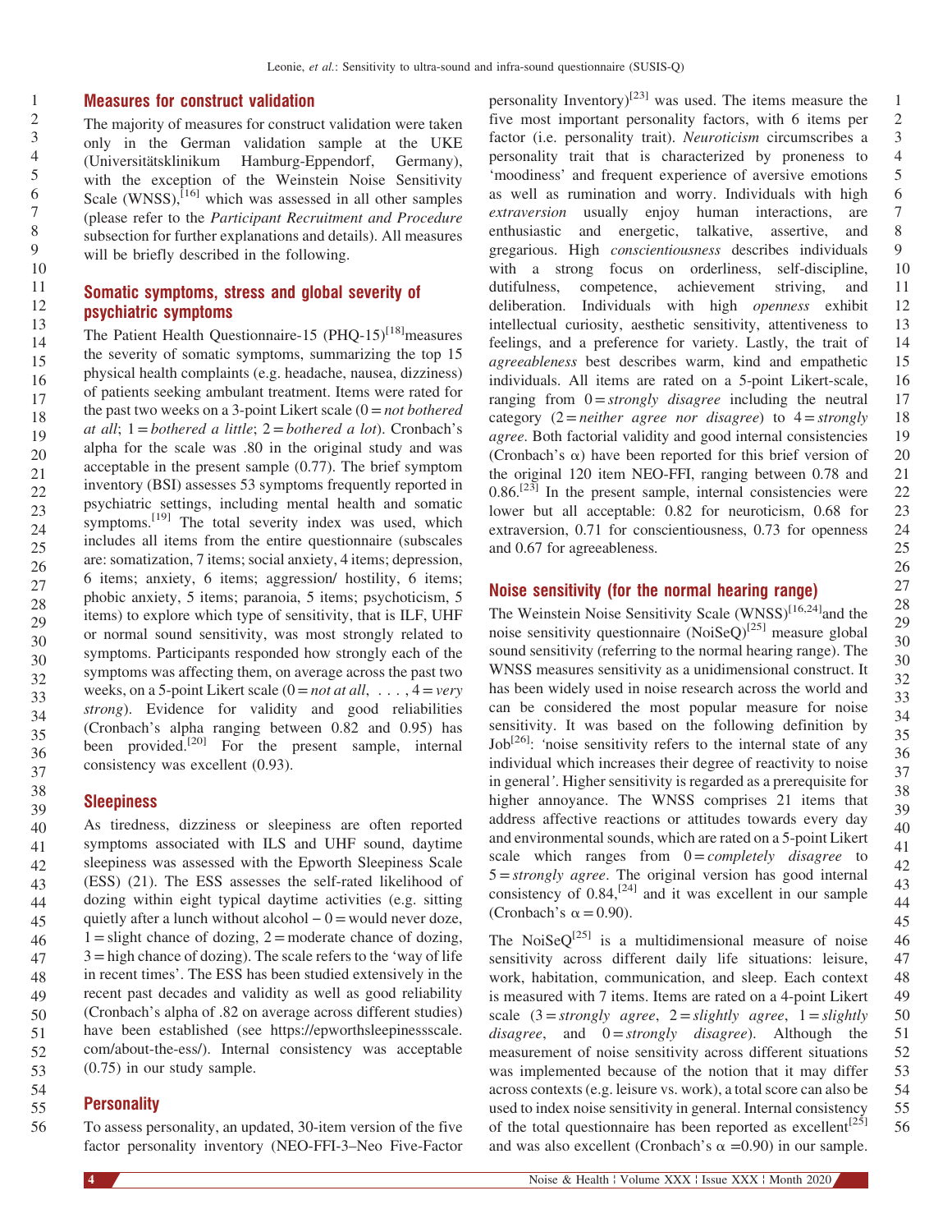## Measures for construct validation

The majority of measures for construct validation were taken only in the German validation sample at the UKE (Universitätsklinikum Hamburg-Eppendorf, Germany), with the exception of the Weinstein Noise Sensitivity Scale (WNSS),[16] which was assessed in all other samples (please refer to the *Participant Recruitment and Procedure* subsection for further explanations and details). All measures will be briefly described in the following.

### Somatic symptoms, stress and global severity of psychiatric symptoms

The Patient Health Questionnaire-15 (PHQ-15)[18]measures the severity of somatic symptoms, summarizing the top 15 physical health complaints (e.g. headache, nausea, dizziness) of patients seeking ambulant treatment. Items were rated for the past two weeks on a 3-point Likert scale (0 = *not bothered at all*; 1 = *bothered a little*; 2 = *bothered a lot*). Cronbach's alpha for the scale was .80 in the original study and was acceptable in the present sample (0.77). The brief symptom inventory (BSI) assesses 53 symptoms frequently reported in psychiatric settings, including mental health and somatic symptoms.[19] The total severity index was used, which includes all items from the entire questionnaire (subscales are: somatization, 7 items; social anxiety, 4 items; depression, 6 items; anxiety, 6 items; aggression/ hostility, 6 items; phobic anxiety, 5 items; paranoia, 5 items; psychoticism, 5 items) to explore which type of sensitivity, that is ILF, UHF or normal sound sensitivity, was most strongly related to symptoms. Participants responded how strongly each of the symptoms was affecting them, on average across the past two weeks, on a 5-point Likert scale (0 = *not at all*, . . . , 4 = *very strong*). Evidence for validity and good reliabilities (Cronbach's alpha ranging between 0.82 and 0.95) has been provided.[20] For the present sample, internal consistency was excellent (0.93).

### Sleepiness

As tiredness, dizziness or sleepiness are often reported symptoms associated with ILS and UHF sound, daytime sleepiness was assessed with the Epworth Sleepiness Scale (ESS) (21). The ESS assesses the self-rated likelihood of dozing within eight typical daytime activities (e.g. sitting quietly after a lunch without alcohol – 0 = would never doze, 1 = slight chance of dozing, 2 = moderate chance of dozing, 3 = high chance of dozing). The scale refers to the 'way of life in recent times'. The ESS has been studied extensively in the recent past decades and validity as well as good reliability (Cronbach's alpha of .82 on average across different studies) have been established (see https://epworthsleepinessscale.com/about-the-ess/). Internal consistency was acceptable (0.75) in our study sample.

### Personality

To assess personality, an updated, 30-item version of the five factor personality inventory (NEO-FFI-3–Neo Five-Factor personality Inventory)[23] was used. The items measure the five most important personality factors, with 6 items per factor (i.e. personality trait). *Neuroticism* circumscribes a personality trait that is characterized by proneness to 'moodiness' and frequent experience of aversive emotions as well as rumination and worry. Individuals with high *extraversion* usually enjoy human interactions, are enthusiastic and energetic, talkative, assertive, and gregarious. High *conscientiousness* describes individuals with a strong focus on orderliness, self-discipline, dutifulness, competence, achievement striving, and deliberation. Individuals with high *openness* exhibit intellectual curiosity, aesthetic sensitivity, attentiveness to feelings, and a preference for variety. Lastly, the trait of *agreeableness* best describes warm, kind and empathetic individuals. All items are rated on a 5-point Likert-scale, ranging from 0 = *strongly disagree* including the neutral category (2 = *neither agree nor disagree*) to 4 = *strongly agree*. Both factorial validity and good internal consistencies (Cronbach's α) have been reported for this brief version of the original 120 item NEO-FFI, ranging between 0.78 and 0.86.[23] In the present sample, internal consistencies were lower but all acceptable: 0.82 for neuroticism, 0.68 for extraversion, 0.71 for conscientiousness, 0.73 for openness and 0.67 for agreeableness.

### Noise sensitivity (for the normal hearing range)

The Weinstein Noise Sensitivity Scale (WNSS)[16,24]and the noise sensitivity questionnaire (NoiSeQ)[25] measure global sound sensitivity (referring to the normal hearing range). The WNSS measures sensitivity as a unidimensional construct. It has been widely used in noise research across the world and can be considered the most popular measure for noise sensitivity. It was based on the following definition by Job[26]: 'noise sensitivity refers to the internal state of any individual which increases their degree of reactivity to noise in general'. Higher sensitivity is regarded as a prerequisite for higher annoyance. The WNSS comprises 21 items that address affective reactions or attitudes towards every day and environmental sounds, which are rated on a 5-point Likert scale which ranges from 0 = *completely disagree* to 5 = *strongly agree*. The original version has good internal consistency of 0.84,[24] and it was excellent in our sample (Cronbach's α = 0.90).

The NoiSeQ[25] is a multidimensional measure of noise sensitivity across different daily life situations: leisure, work, habitation, communication, and sleep. Each context is measured with 7 items. Items are rated on a 4-point Likert scale (3 = *strongly agree*, 2 = *slightly agree*, 1 = *slightly disagree*, and 0 = *strongly disagree*). Although the measurement of noise sensitivity across different situations was implemented because of the notion that it may differ across contexts (e.g. leisure vs. work), a total score can also be used to index noise sensitivity in general. Internal consistency of the total questionnaire has been reported as excellent[25] and was also excellent (Cronbach's α =0.90) in our sample.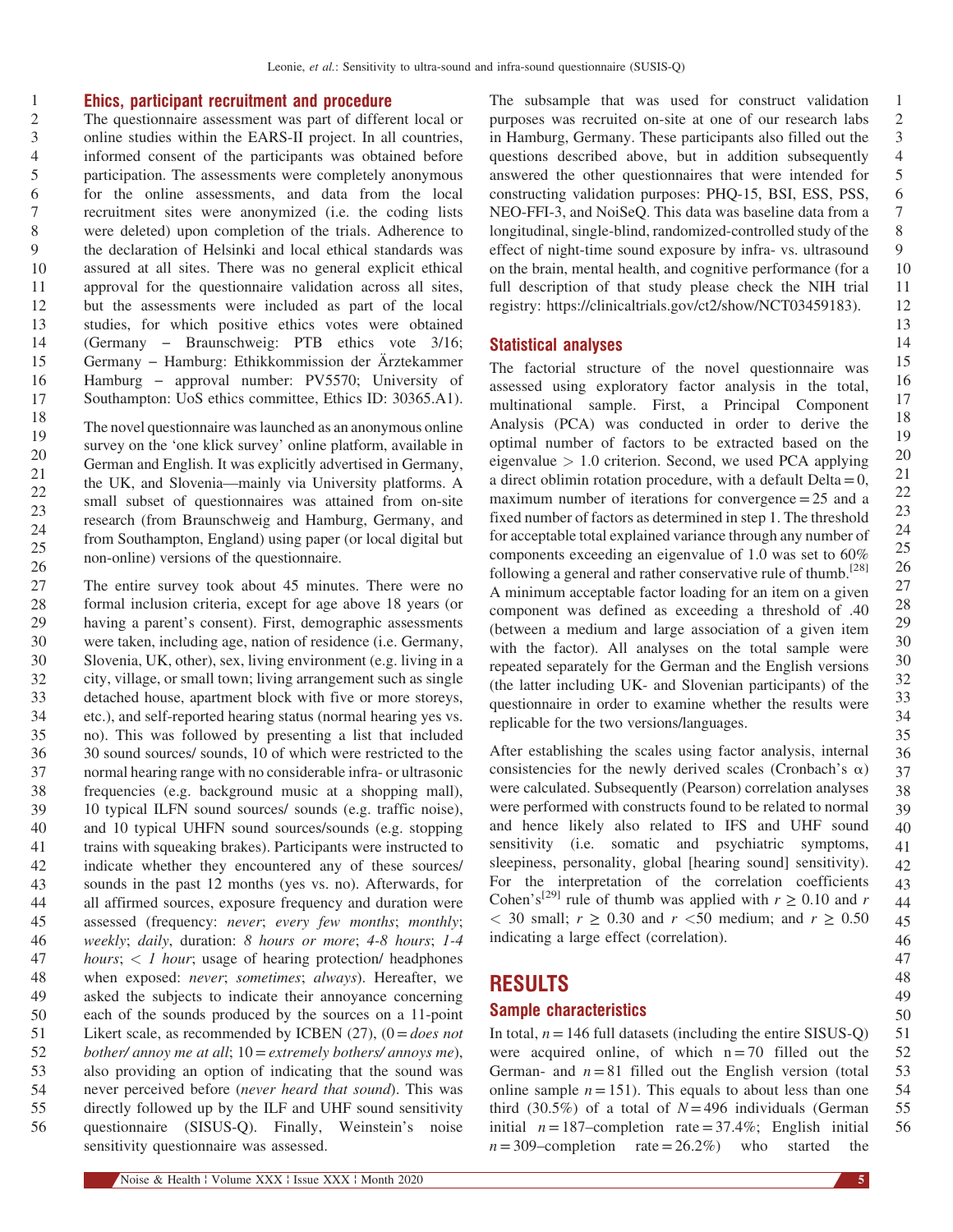### Ethics, participant recruitment and procedure

The questionnaire assessment was part of different local or online studies within the EARS-II project. In all countries, informed consent of the participants was obtained before participation. The assessments were completely anonymous for the online assessments, and data from the local recruitment sites were anonymized (i.e. the coding lists were deleted) upon completion of the trials. Adherence to the declaration of Helsinki and local ethical standards was assured at all sites. There was no general explicit ethical approval for the questionnaire validation across all sites, but the assessments were included as part of the local studies, for which positive ethics votes were obtained (Germany – Braunschweig: PTB ethics vote 3/16; Germany – Hamburg: Ethikkommission der Ärztekammer Hamburg – approval number: PV5570; University of Southampton: UoS ethics committee, Ethics ID: 30365.A1).

The novel questionnaire was launched as an anonymous online survey on the 'one klick survey' online platform, available in German and English. It was explicitly advertised in Germany, the UK, and Slovenia—mainly via University platforms. A small subset of questionnaires was attained from on-site research (from Braunschweig and Hamburg, Germany, and from Southampton, England) using paper (or local digital but non-online) versions of the questionnaire.

The entire survey took about 45 minutes. There were no formal inclusion criteria, except for age above 18 years (or having a parent's consent). First, demographic assessments were taken, including age, nation of residence (i.e. Germany, Slovenia, UK, other), sex, living environment (e.g. living in a city, village, or small town; living arrangement such as single detached house, apartment block with five or more storeys, etc.), and self-reported hearing status (normal hearing yes vs. no). This was followed by presenting a list that included 30 sound sources/ sounds, 10 of which were restricted to the normal hearing range with no considerable infra- or ultrasonic frequencies (e.g. background music at a shopping mall), 10 typical ILFN sound sources/ sounds (e.g. traffic noise), and 10 typical UHFN sound sources/sounds (e.g. stopping trains with squeaking brakes). Participants were instructed to indicate whether they encountered any of these sources/ sounds in the past 12 months (yes vs. no). Afterwards, for all affirmed sources, exposure frequency and duration were assessed (frequency: *never*; *every few months*; *monthly*; *weekly*; *daily*, duration: *8 hours or more*; *4-8 hours*; *1-4 hours*; *< 1 hour*; usage of hearing protection/ headphones when exposed: *never*; *sometimes*; *always*). Hereafter, we asked the subjects to indicate their annoyance concerning each of the sounds produced by the sources on a 11-point Likert scale, as recommended by ICBEN (27), (0 = *does not bother/ annoy me at all*; 10 = *extremely bothers/ annoys me*), also providing an option of indicating that the sound was never perceived before (*never heard that sound*). This was directly followed up by the ILF and UHF sound sensitivity questionnaire (SISUS-Q). Finally, Weinstein's noise sensitivity questionnaire was assessed.

The subsample that was used for construct validation purposes was recruited on-site at one of our research labs in Hamburg, Germany. These participants also filled out the questions described above, but in addition subsequently answered the other questionnaires that were intended for constructing validation purposes: PHQ-15, BSI, ESS, PSS, NEO-FFI-3, and NoiSeQ. This data was baseline data from a longitudinal, single-blind, randomized-controlled study of the effect of night-time sound exposure by infra- vs. ultrasound on the brain, mental health, and cognitive performance (for a full description of that study please check the NIH trial registry: https://clinicaltrials.gov/ct2/show/NCT03459183).

### Statistical analyses

The factorial structure of the novel questionnaire was assessed using exploratory factor analysis in the total, multinational sample. First, a Principal Component Analysis (PCA) was conducted in order to derive the optimal number of factors to be extracted based on the eigenvalue > 1.0 criterion. Second, we used PCA applying a direct oblimin rotation procedure, with a default Delta = 0, maximum number of iterations for convergence = 25 and a fixed number of factors as determined in step 1. The threshold for acceptable total explained variance through any number of components exceeding an eigenvalue of 1.0 was set to 60% following a general and rather conservative rule of thumb.[28] A minimum acceptable factor loading for an item on a given component was defined as exceeding a threshold of .40 (between a medium and large association of a given item with the factor). All analyses on the total sample were repeated separately for the German and the English versions (the latter including UK- and Slovenian participants) of the questionnaire in order to examine whether the results were replicable for the two versions/languages.

After establishing the scales using factor analysis, internal consistencies for the newly derived scales (Cronbach's $\alpha$) were calculated. Subsequently (Pearson) correlation analyses were performed with constructs found to be related to normal and hence likely also related to IFS and UHF sound sensitivity (i.e. somatic and psychiatric symptoms, sleepiness, personality, global [hearing sound] sensitivity). For the interpretation of the correlation coefficients Cohen's[29] rule of thumb was applied with $r \geq 0.10$ and $r < 30$ small; $r \geq 0.30$ and $r < 50$ medium; and $r \geq 0.50$ indicating a large effect (correlation).

## RESULTS

### Sample characteristics

In total, $n = 146$ full datasets (including the entire SISUS-Q) were acquired online, of which $n = 70$ filled out the German- and $n = 81$ filled out the English version (total online sample $n = 151$). This equals to about less than one third (30.5%) of a total of $N = 496$ individuals (German initial $n = 187$–completion rate = 37.4%; English initial $n = 309$–completion rate = 26.2%) who started the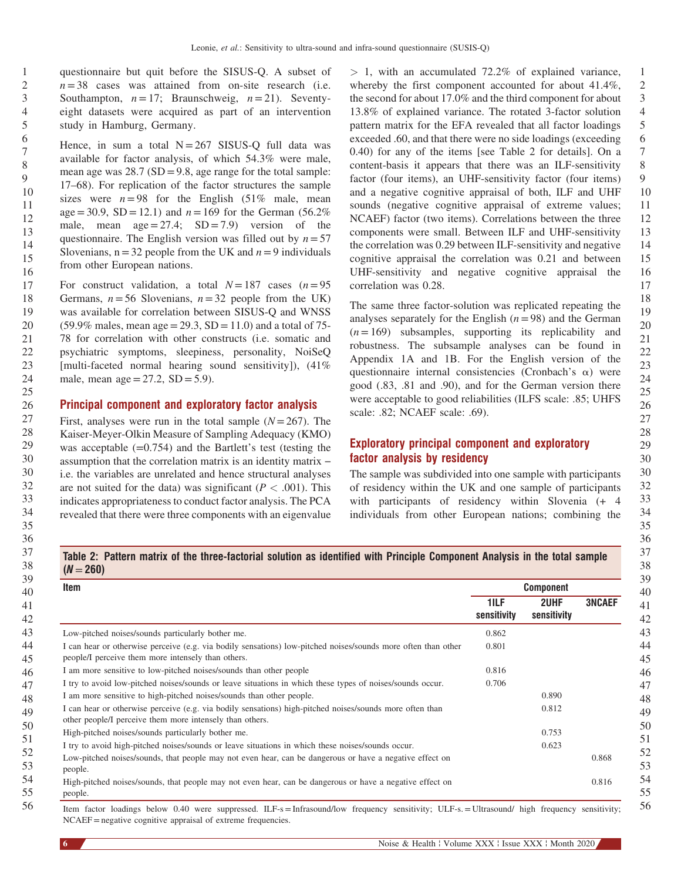questionnaire but quit before the SISUS-Q. A subset of $n = 38$ cases was attained from on-site research (i.e. Southampton, $n = 17$; Braunschweig, $n = 21$). Seventy-eight datasets were acquired as part of an intervention study in Hamburg, Germany.

Hence, in sum a total $N = 267$ SISUS-Q full data was available for factor analysis, of which 54.3% were male, mean age was 28.7 (SD = 9.8, age range for the total sample: 17–68). For replication of the factor structures the sample sizes were $n = 98$ for the English (51% male, mean age = 30.9, SD = 12.1) and $n = 169$ for the German (56.2% male, mean age = 27.4; SD = 7.9) version of the questionnaire. The English version was filled out by $n = 57$ Slovenians, n = 32 people from the UK and $n = 9$ individuals from other European nations.

For construct validation, a total $N = 187$ cases ($n = 95$ Germans, $n = 56$ Slovenians, $n = 32$ people from the UK) was available for correlation between SISUS-Q and WNSS (59.9% males, mean age = 29.3, SD = 11.0) and a total of 75-78 for correlation with other constructs (i.e. somatic and psychiatric symptoms, sleepiness, personality, NoiSeQ [multi-faceted normal hearing sound sensitivity]), (41% male, mean age = 27.2, SD = 5.9).

## Principal component and exploratory factor analysis

First, analyses were run in the total sample ($N = 267$). The Kaiser-Meyer-Olkin Measure of Sampling Adequacy (KMO) was acceptable (=0.754) and the Bartlett's test (testing the assumption that the correlation matrix is an identity matrix – i.e. the variables are unrelated and hence structural analyses are not suited for the data) was significant ($P < .001$). This indicates appropriateness to conduct factor analysis. The PCA revealed that there were three components with an eigenvalue > 1, with an accumulated 72.2% of explained variance, whereby the first component accounted for about 41.4%, the second for about 17.0% and the third component for about 13.8% of explained variance. The rotated 3-factor solution pattern matrix for the EFA revealed that all factor loadings exceeded .60, and that there were no side loadings (exceeding 0.40) for any of the items [see Table 2 for details]. On a content-basis it appears that there was an ILF-sensitivity factor (four items), an UHF-sensitivity factor (four items) and a negative cognitive appraisal of both, ILF and UHF sounds (negative cognitive appraisal of extreme values; NCAEF) factor (two items). Correlations between the three components were small. Between ILF and UHF-sensitivity the correlation was 0.29 between ILF-sensitivity and negative cognitive appraisal the correlation was 0.21 and between UHF-sensitivity and negative cognitive appraisal the correlation was 0.28.

The same three factor-solution was replicated repeating the analyses separately for the English ($n = 98$) and the German ($n = 169$) subsamples, supporting its replicability and robustness. The subsample analyses can be found in Appendix 1A and 1B. For the English version of the questionnaire internal consistencies (Cronbach's α) were good (.83, .81 and .90), and for the German version there were acceptable to good reliabilities (ILFS scale: .85; UHFS scale: .82; NCAEF scale: .69).

## Exploratory principal component and exploratory factor analysis by residency

The sample was subdivided into one sample with participants of residency within the UK and one sample of participants with participants of residency within Slovenia (+ 4 individuals from other European nations; combining the

**Table 2: Pattern matrix of the three-factorial solution as identified with Principle Component Analysis in the total sample (N = 260)**

| Item | Component | | |
|---|---|---|---|
| | 1ILF sensitivity | 2UHF sensitivity | 3NCAEF |
| Low-pitched noises/sounds particularly bother me. | 0.862 | | |
| I can hear or otherwise perceive (e.g. via bodily sensations) low-pitched noises/sounds more often than other people/I perceive them more intensely than others. | 0.801 | | |
| I am more sensitive to low-pitched noises/sounds than other people | 0.816 | | |
| I try to avoid low-pitched noises/sounds or leave situations in which these types of noises/sounds occur. | 0.706 | | |
| I am more sensitive to high-pitched noises/sounds than other people. | | 0.890 | |
| I can hear or otherwise perceive (e.g. via bodily sensations) high-pitched noises/sounds more often than other people/I perceive them more intensely than others. | | 0.812 | |
| High-pitched noises/sounds particularly bother me. | | 0.753 | |
| I try to avoid high-pitched noises/sounds or leave situations in which these noises/sounds occur. | | 0.623 | |
| Low-pitched noises/sounds, that people may not even hear, can be dangerous or have a negative effect on people. | | | 0.868 |
| High-pitched noises/sounds, that people may not even hear, can be dangerous or have a negative effect on people. | | | 0.816 |

Item factor loadings below 0.40 were suppressed. ILF-s = Infrasound/low frequency sensitivity; ULF-s. = Ultrasound/ high frequency sensitivity; NCAEF = negative cognitive appraisal of extreme frequencies.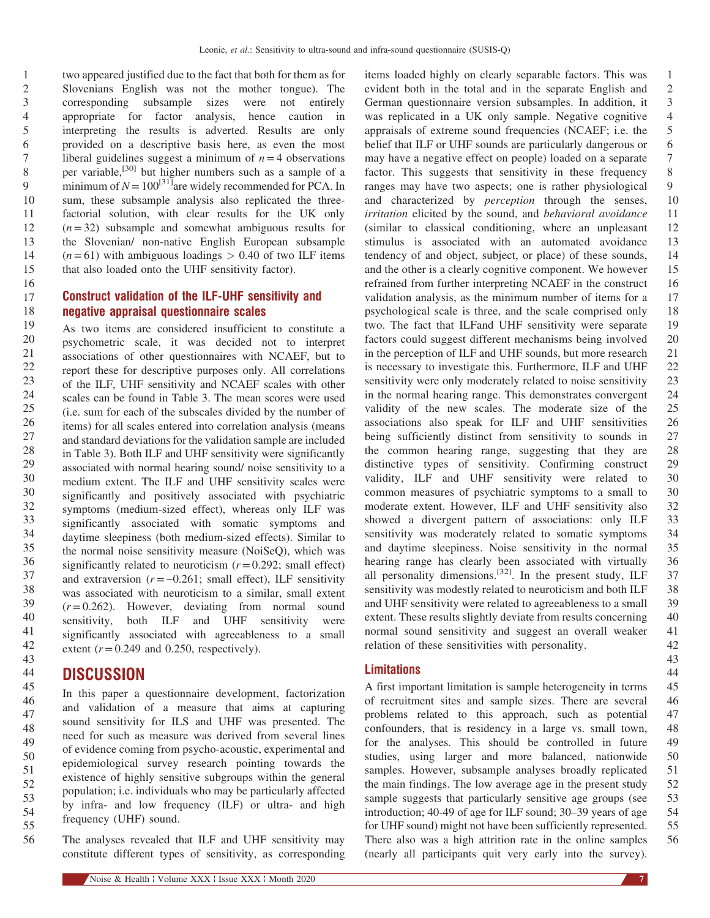two appeared justified due to the fact that both for them as for Slovenians English was not the mother tongue). The corresponding subsample sizes were not entirely appropriate for factor analysis, hence caution in interpreting the results is adverted. Results are only provided on a descriptive basis here, as even the most liberal guidelines suggest a minimum of $n = 4$ observations per variable,[30] but higher numbers such as a sample of a minimum of $N = 100$[31] are widely recommended for PCA. In sum, these subsample analysis also replicated the three-factorial solution, with clear results for the UK only ($n = 32$) subsample and somewhat ambiguous results for the Slovenian/ non-native English European subsample ($n = 61$) with ambiguous loadings $> 0.40$ of two ILF items that also loaded onto the UHF sensitivity factor).

### Construct validation of the ILF-UHF sensitivity and negative appraisal questionnaire scales

As two items are considered insufficient to constitute a psychometric scale, it was decided not to interpret associations of other questionnaires with NCAEF, but to report these for descriptive purposes only. All correlations of the ILF, UHF sensitivity and NCAEF scales with other scales can be found in Table 3. The mean scores were used (i.e. sum for each of the subscales divided by the number of items) for all scales entered into correlation analysis (means and standard deviations for the validation sample are included in Table 3). Both ILF and UHF sensitivity were significantly associated with normal hearing sound/ noise sensitivity to a medium extent. The ILF and UHF sensitivity scales were significantly and positively associated with psychiatric symptoms (medium-sized effect), whereas only ILF was significantly associated with somatic symptoms and daytime sleepiness (both medium-sized effects). Similar to the normal noise sensitivity measure (NoiSeQ), which was significantly related to neuroticism ($r = 0.292$; small effect) and extraversion ($r = -0.261$; small effect), ILF sensitivity was associated with neuroticism to a similar, small extent ($r = 0.262$). However, deviating from normal sound sensitivity, both ILF and UHF sensitivity were significantly associated with agreeableness to a small extent ($r = 0.249$ and 0.250, respectively).

## DISCUSSION

In this paper a questionnaire development, factorization and validation of a measure that aims at capturing sound sensitivity for ILS and UHF was presented. The need for such as measure was derived from several lines of evidence coming from psycho-acoustic, experimental and epidemiological survey research pointing towards the existence of highly sensitive subgroups within the general population; i.e. individuals who may be particularly affected by infra- and low frequency (ILF) or ultra- and high frequency (UHF) sound.

The analyses revealed that ILF and UHF sensitivity may constitute different types of sensitivity, as corresponding items loaded highly on clearly separable factors. This was evident both in the total and in the separate English and German questionnaire version subsamples. In addition, it was replicated in a UK only sample. Negative cognitive appraisals of extreme sound frequencies (NCAEF; i.e. the belief that ILF or UHF sounds are particularly dangerous or may have a negative effect on people) loaded on a separate factor. This suggests that sensitivity in these frequency ranges may have two aspects; one is rather physiological and characterized by *perception* through the senses, *irritation* elicited by the sound, and *behavioral avoidance* (similar to classical conditioning, where an unpleasant stimulus is associated with an automated avoidance tendency of and object, subject, or place) of these sounds, and the other is a clearly cognitive component. We however refrained from further interpreting NCAEF in the construct validation analysis, as the minimum number of items for a psychological scale is three, and the scale comprised only two. The fact that ILFand UHF sensitivity were separate factors could suggest different mechanisms being involved in the perception of ILF and UHF sounds, but more research is necessary to investigate this. Furthermore, ILF and UHF sensitivity were only moderately related to noise sensitivity in the normal hearing range. This demonstrates convergent validity of the new scales. The moderate size of the associations also speak for ILF and UHF sensitivities being sufficiently distinct from sensitivity to sounds in the common hearing range, suggesting that they are distinctive types of sensitivity. Confirming construct validity, ILF and UHF sensitivity were related to common measures of psychiatric symptoms to a small to moderate extent. However, ILF and UHF sensitivity also showed a divergent pattern of associations: only ILF sensitivity was moderately related to somatic symptoms and daytime sleepiness. Noise sensitivity in the normal hearing range has clearly been associated with virtually all personality dimensions.[32]. In the present study, ILF sensitivity was modestly related to neuroticism and both ILF and UHF sensitivity were related to agreeableness to a small extent. These results slightly deviate from results concerning normal sound sensitivity and suggest an overall weaker relation of these sensitivities with personality.

### Limitations

A first important limitation is sample heterogeneity in terms of recruitment sites and sample sizes. There are several problems related to this approach, such as potential confounders, that is residency in a large vs. small town, for the analyses. This should be controlled in future studies, using larger and more balanced, nationwide samples. However, subsample analyses broadly replicated the main findings. The low average age in the present study sample suggests that particularly sensitive age groups (see introduction; 40-49 of age for ILF sound; 30–39 years of age for UHF sound) might not have been sufficiently represented. There also was a high attrition rate in the online samples (nearly all participants quit very early into the survey).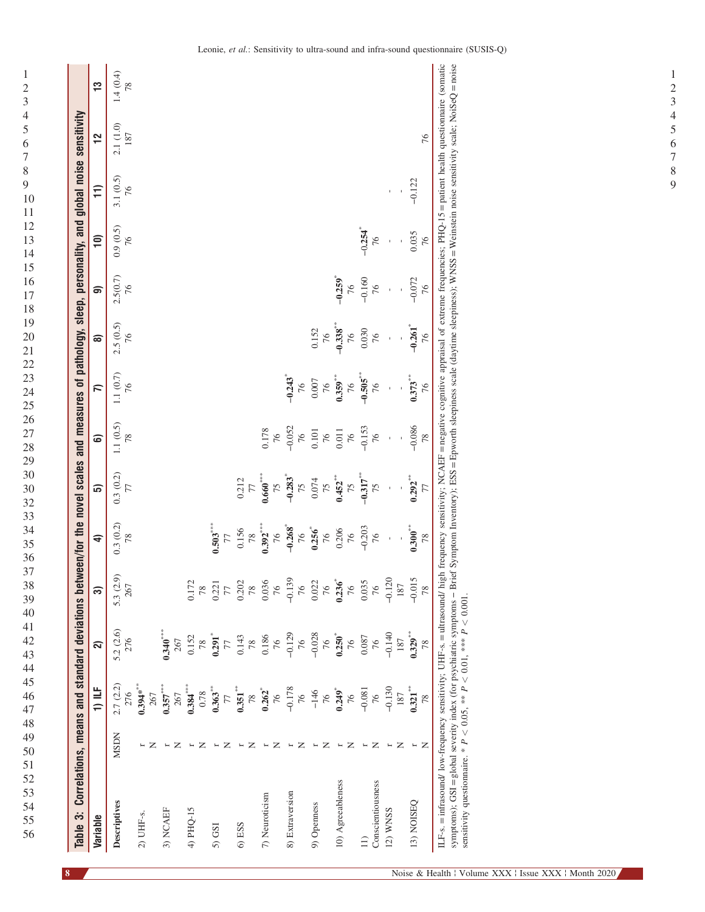**Table 3: Correlations, means and standard deviations between/for the novel scales and measures of pathology, sleep, personality, and global noise sensitivity**

| Variable | | 1) ILF | 2) | 3) | 4) | 5) | 6) | 7) | 8) | 9) | 10) | 11) | 12) | 13) |
|---|---|---|---|---|---|---|---|---|---|---|---|---|---|---|
| **Descriptives** | MSDN | 2.7 (2.2) 276 | 5.2 (2.6) 276 | 5.3 (2.9) 267 | 0.3 (0.2) 78 | 0.3 (0.2) 77 | 1.1 (0.5) 78 | 1.1 (0.7) 76 | 2.5 (0.5) 76 | 2.5(0.7) 76 | 0.9 (0.5) 76 | 3.1 (0.5) 76 | 2.1 (1.0) 187 | 1.4 (0.4) 78 |
| 2) UHF-s. | r | **0.394***** | | | | | | | | | | | | |
| | N | 267 | | | | | | | | | | | | |
| 3) NCAEF | r | **0.357***** | **0.340***** | | | | | | | | | | | |
| | N | 267 | 267 | | | | | | | | | | | |
| 4) PHQ-15 | r | **0.384***** | 0.152 | 0.172 | | | | | | | | | | |
| | N | 0.78 | 78 | 78 | | | | | | | | | | |
| 5) GSI | r | **0.363**** | **0.291*** | 0.221 | **0.503***** | | | | | | | | | |
| | N | 77 | 77 | 77 | 77 | | | | | | | | | |
| 6) ESS | r | **0.351**** | 0.143 | 0.202 | 0.156 | 0.212 | | | | | | | | |
| | N | 78 | 78 | 78 | 78 | 77 | | | | | | | | |
| 7) Neuroticism | r | **0.262*** | 0.186 | 0.036 | **0.392***** | **0.660***** | 0.178 | | | | | | | |
| | N | 76 | 76 | 76 | 76 | 75 | 76 | | | | | | | |
| 8) Extraversion | r | −0.178 | −0.129 | −0.139 | **−0.268*** | **−0.283*** | −0.052 | **−0.243*** | | | | | | |
| | N | 76 | 76 | 76 | 76 | 75 | 76 | 76 | | | | | | |
| 9) Openness | r | −146 | −0.028 | 0.022 | **0.256*** | 0.074 | 0.101 | 0.007 | 0.152 | | | | | |
| | N | 76 | 76 | 76 | 76 | 75 | 76 | 76 | 76 | | | | | |
| 10) Agreeableness | r | **0.249*** | **0.250*** | **0.236*** | 0.206 | **0.452**** | 0.011 | **0.359**** | **−0.338**** | **−0.259*** | | | | |
| | N | 76 | 76 | 76 | 76 | 75 | 76 | 76 | 76 | 76 | | | | |
| 11) Conscientiousness | r | −0.081 | 0.087 | 0.035 | −0.203 | **−0.317**** | −0.153 | **−0.505**** | 0.030 | −0.160 | **−0.254*** | | | |
| | N | 76 | 76 | 76 | 76 | 75 | 76 | 76 | 76 | 76 | 76 | | | |
| 12) WNSS | r | −0.130 | −0.140 | −0.120 | - | - | - | - | - | - | - | - | | |
| | N | 187 | 187 | 187 | - | - | - | - | - | - | - | - | | |
| 13) NOISEQ | r | **0.321**** | **0.329**** | −0.015 | **0.300**** | **0.292**** | −0.086 | **0.373**** | **−0.261*** | −0.072 | 0.035 | −0.122 | | |
| | N | 78 | 78 | 78 | 78 | 77 | 78 | 76 | 76 | 76 | 76 | | 76 | |

ILF-s. = infrasound/ low-frequency sensitivity; UHF-s. = ultrasound/ high frequency sensitivity; NCAEF = negative cognitive appraisal of extreme frequencies; PHQ-15 = patient health questionnaire (somatic symptoms); GSI = global severity index (for psychiatric symptoms – Brief Symptom Inventory); ESS = Epworth sleepiness scale (daytime sleepiness); WNSS = Weinstein noise sensitivity scale; NoiSeQ = noise sensitivity questionnaire. * $P < 0.05$, ** $P < 0.01$, *** $P < 0.001$.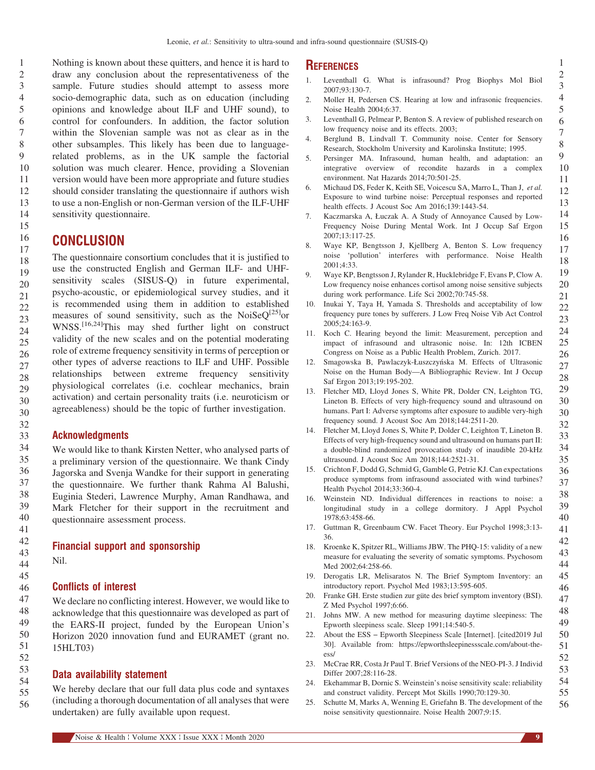Nothing is known about these quitters, and hence it is hard to draw any conclusion about the representativeness of the sample. Future studies should attempt to assess more socio-demographic data, such as on education (including opinions and knowledge about ILF and UHF sound), to control for confounders. In addition, the factor solution within the Slovenian sample was not as clear as in the other subsamples. This likely has been due to language-related problems, as in the UK sample the factorial solution was much clearer. Hence, providing a Slovenian version would have been more appropriate and future studies should consider translating the questionnaire if authors wish to use a non-English or non-German version of the ILF-UHF sensitivity questionnaire.

## CONCLUSION

The questionnaire consortium concludes that it is justified to use the constructed English and German ILF- and UHF-sensitivity scales (SISUS-Q) in future experimental, psycho-acoustic, or epidemiological survey studies, and it is recommended using them in addition to established measures of sound sensitivity, such as the NoiSeQ[25]or WNSS.[16,24]This may shed further light on construct validity of the new scales and on the potential moderating role of extreme frequency sensitivity in terms of perception or other types of adverse reactions to ILF and UHF. Possible relationships between extreme frequency sensitivity physiological correlates (i.e. cochlear mechanics, brain activation) and certain personality traits (i.e. neuroticism or agreeableness) should be the topic of further investigation.

### Acknowledgments

We would like to thank Kirsten Netter, who analysed parts of a preliminary version of the questionnaire. We thank Cindy Jagorska and Svenja Wandke for their support in generating the questionnaire. We further thank Rahma Al Balushi, Euginia Stederi, Lawrence Murphy, Aman Randhawa, and Mark Fletcher for their support in the recruitment and questionnaire assessment process.

### Financial support and sponsorship

Nil.

### Conflicts of interest

We declare no conflicting interest. However, we would like to acknowledge that this questionnaire was developed as part of the EARS-II project, funded by the European Union's Horizon 2020 innovation fund and EURAMET (grant no. 15HLT03)

### Data availability statement

We hereby declare that our full data plus code and syntaxes (including a thorough documentation of all analyses that were undertaken) are fully available upon request.

## REFERENCES

1. Leventhall G. What is infrasound? Prog Biophys Mol Biol 2007;93:130-7.
2. Moller H, Pedersen CS. Hearing at low and infrasonic frequencies. Noise Health 2004;6:37.
3. Leventhall G, Pelmear P, Benton S. A review of published research on low frequency noise and its effects. 2003;
4. Berglund B, Lindvall T. Community noise. Center for Sensory Research, Stockholm University and Karolinska Institute; 1995.
5. Persinger MA. Infrasound, human health, and adaptation: an integrative overview of recondite hazards in a complex environment. Nat Hazards 2014;70:501-25.
6. Michaud DS, Feder K, Keith SE, Voicescu SA, Marro L, Than J, *et al.* Exposure to wind turbine noise: Perceptual responses and reported health effects. J Acoust Soc Am 2016;139:1443-54.
7. Kaczmarska A, Łuczak A. A Study of Annoyance Caused by Low-Frequency Noise During Mental Work. Int J Occup Saf Ergon 2007;13:117-25.
8. Waye KP, Bengtsson J, Kjellberg A, Benton S. Low frequency noise 'pollution' interferes with performance. Noise Health 2001;4:33.
9. Waye KP, Bengtsson J, Rylander R, Hucklebridge F, Evans P, Clow A. Low frequency noise enhances cortisol among noise sensitive subjects during work performance. Life Sci 2002;70:745-58.
10. Inukai Y, Taya H, Yamada S. Thresholds and acceptability of low frequency pure tones by sufferers. J Low Freq Noise Vib Act Control 2005;24:163-9.
11. Koch C. Hearing beyond the limit: Measurement, perception and impact of infrasound and ultrasonic noise. In: 12th ICBEN Congress on Noise as a Public Health Problem, Zurich. 2017.
12. Smagowska B, Pawlaczyk-Łuszczyńska M. Effects of Ultrasonic Noise on the Human Body—A Bibliographic Review. Int J Occup Saf Ergon 2013;19:195-202.
13. Fletcher MD, Lloyd Jones S, White PR, Dolder CN, Leighton TG, Lineton B. Effects of very high-frequency sound and ultrasound on humans. Part I: Adverse symptoms after exposure to audible very-high frequency sound. J Acoust Soc Am 2018;144:2511-20.
14. Fletcher M, Lloyd Jones S, White P, Dolder C, Leighton T, Lineton B. Effects of very high-frequency sound and ultrasound on humans part II: a double-blind randomized provocation study of inaudible 20-kHz ultrasound. J Acoust Soc Am 2018;144:2521-31.
15. Crichton F, Dodd G, Schmid G, Gamble G, Petrie KJ. Can expectations produce symptoms from infrasound associated with wind turbines? Health Psychol 2014;33:360-4.
16. Weinstein ND. Individual differences in reactions to noise: a longitudinal study in a college dormitory. J Appl Psychol 1978;63:458-66.
17. Guttman R, Greenbaum CW. Facet Theory. Eur Psychol 1998;3:13-36.
18. Kroenke K, Spitzer RL, Williams JBW. The PHQ-15: validity of a new measure for evaluating the severity of somatic symptoms. Psychosom Med 2002;64:258-66.
19. Derogatis LR, Melisaratos N. The Brief Symptom Inventory: an introductory report. Psychol Med 1983;13:595-605.
20. Franke GH. Erste studien zur güte des brief symptom inventory (BSI). Z Med Psychol 1997;6:66.
21. Johns MW. A new method for measuring daytime sleepiness: The Epworth sleepiness scale. Sleep 1991;14:540-5.
22. About the ESS – Epworth Sleepiness Scale [Internet]. [cited2019 Jul 30]. Available from: https://epworthsleepinessscale.com/about-the-ess/
23. McCrae RR, Costa Jr Paul T. Brief Versions of the NEO-PI-3. J Individ Differ 2007;28:116-28.
24. Ekehammar B, Dornic S. Weinstein's noise sensitivity scale: reliability and construct validity. Percept Mot Skills 1990;70:129-30.
25. Schutte M, Marks A, Wenning E, Griefahn B. The development of the noise sensitivity questionnaire. Noise Health 2007;9:15.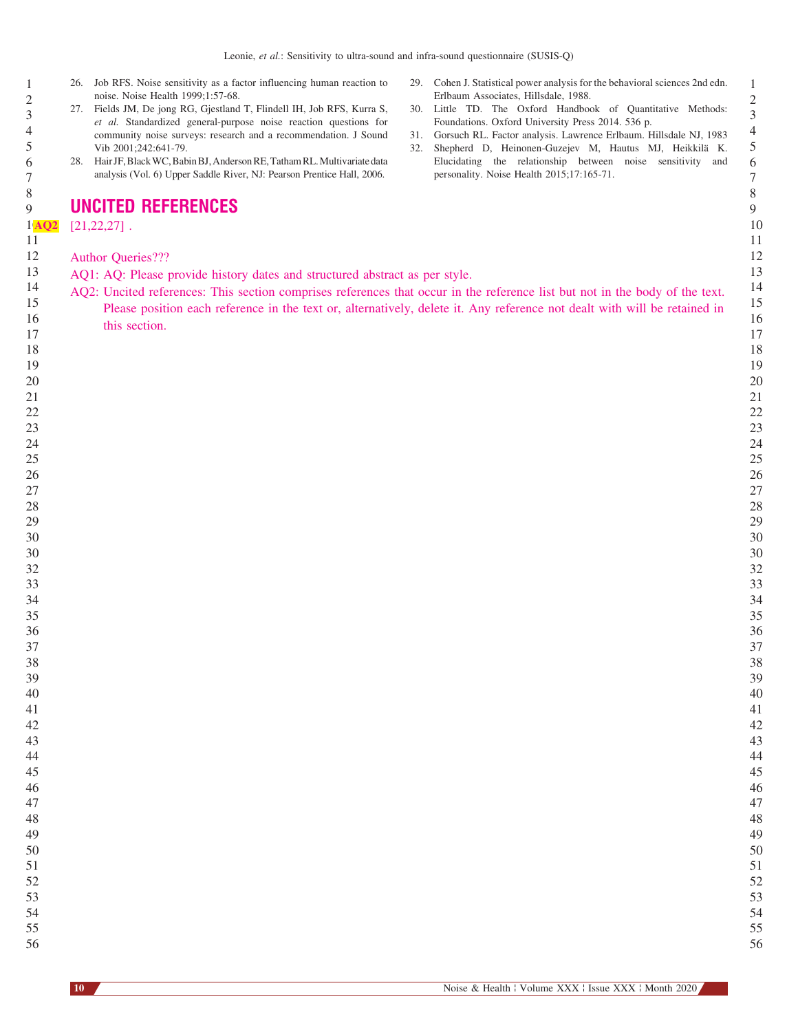26. Job RFS. Noise sensitivity as a factor influencing human reaction to noise. Noise Health 1999;1:57-68.
27. Fields JM, De jong RG, Gjestland T, Flindell IH, Job RFS, Kurra S, *et al.* Standardized general-purpose noise reaction questions for community noise surveys: research and a recommendation. J Sound Vib 2001;242:641-79.
28. Hair JF, Black WC, Babin BJ, Anderson RE, Tatham RL. Multivariate data analysis (Vol. 6) Upper Saddle River, NJ: Pearson Prentice Hall, 2006.
29. Cohen J. Statistical power analysis for the behavioral sciences 2nd edn. Erlbaum Associates, Hillsdale, 1988.
30. Little TD. The Oxford Handbook of Quantitative Methods: Foundations. Oxford University Press 2014. 536 p.
31. Gorsuch RL. Factor analysis. Lawrence Erlbaum. Hillsdale NJ, 1983
32. Shepherd D, Heinonen-Guzejev M, Hautus MJ, Heikkilä K. Elucidating the relationship between noise sensitivity and personality. Noise Health 2015;17:165-71.

## UNCITED REFERENCES

AQ2 [21,22,27] .

Author Queries???

AQ1: AQ: Please provide history dates and structured abstract as per style.

AQ2: Uncited references: This section comprises references that occur in the reference list but not in the body of the text. Please position each reference in the text or, alternatively, delete it. Any reference not dealt with will be retained in this section.